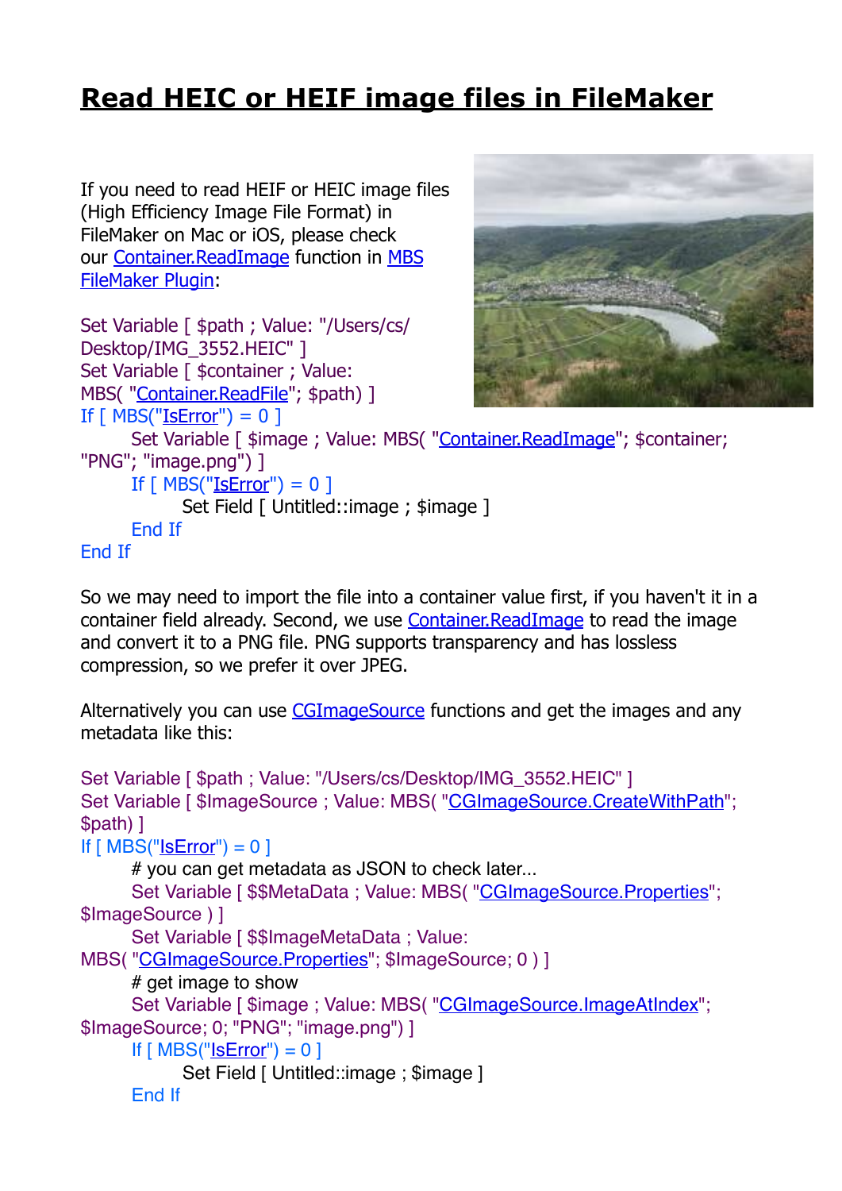# Read HEIC or HEIF image files in FileMaker

If you need to read HEIF or HEIC image files (High Efficiency Image File Format) in FileMaker on Mac or iOS, please check our Container.ReadImage function in MBS FileMaker Plugin:

```
Set Variable [ $path ; Value: "/Users/cs/Desktop/IMG_3552.HEIC" ]
Set Variable [ $container ; Value: MBS( "Container.ReadFile"; $path) ]
If [ MBS("IsError") = 0 ]
	Set Variable [ $image ; Value: MBS( "Container.ReadImage"; $container; "PNG"; "image.png") ]
	If [ MBS("IsError") = 0 ]
		Set Field [ Untitled::image ; $image ]
	End If
End If
```

So we may need to import the file into a container value first, if you haven't it in a container field already. Second, we use Container.ReadImage to read the image and convert it to a PNG file. PNG supports transparency and has lossless compression, so we prefer it over JPEG.

Alternatively you can use CGImageSource functions and get the images and any metadata like this:

```
Set Variable [ $path ; Value: "/Users/cs/Desktop/IMG_3552.HEIC" ]
Set Variable [ $ImageSource ; Value: MBS( "CGImageSource.CreateWithPath"; $path) ]
If [ MBS("IsError") = 0 ]
	# you can get metadata as JSON to check later...
	Set Variable [ $$MetaData ; Value: MBS( "CGImageSource.Properties"; $ImageSource ) ]
	Set Variable [ $$ImageMetaData ; Value: MBS( "CGImageSource.Properties"; $ImageSource; 0 ) ]
	# get image to show
	Set Variable [ $image ; Value: MBS( "CGImageSource.ImageAtIndex"; $ImageSource; 0; "PNG"; "image.png") ]
	If [ MBS("IsError") = 0 ]
		Set Field [ Untitled::image ; $image ]
	End If
```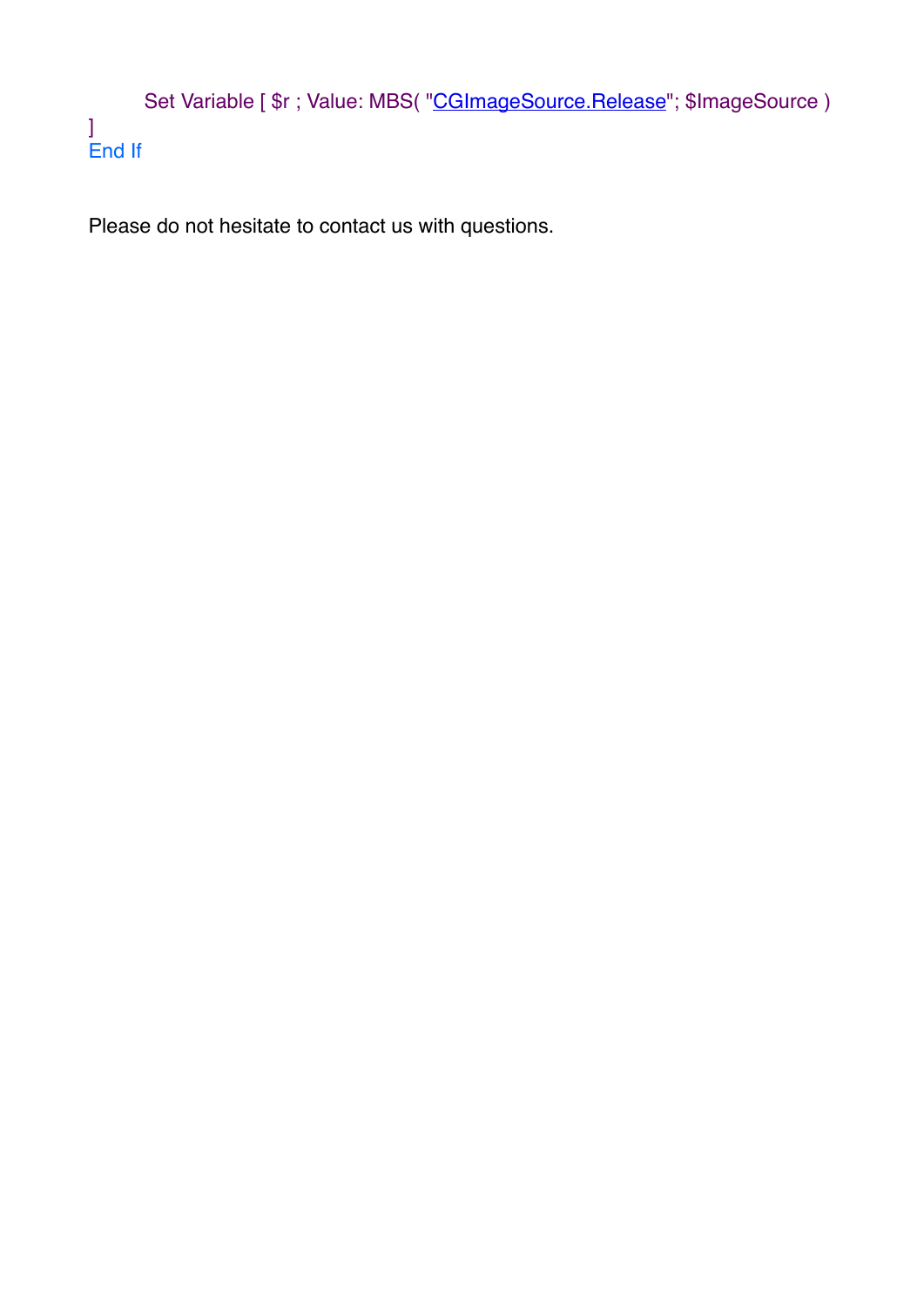```
	Set Variable [ $r ; Value: MBS( "CGImageSource.Release"; $ImageSource ) ]
End If
```

Please do not hesitate to contact us with questions.